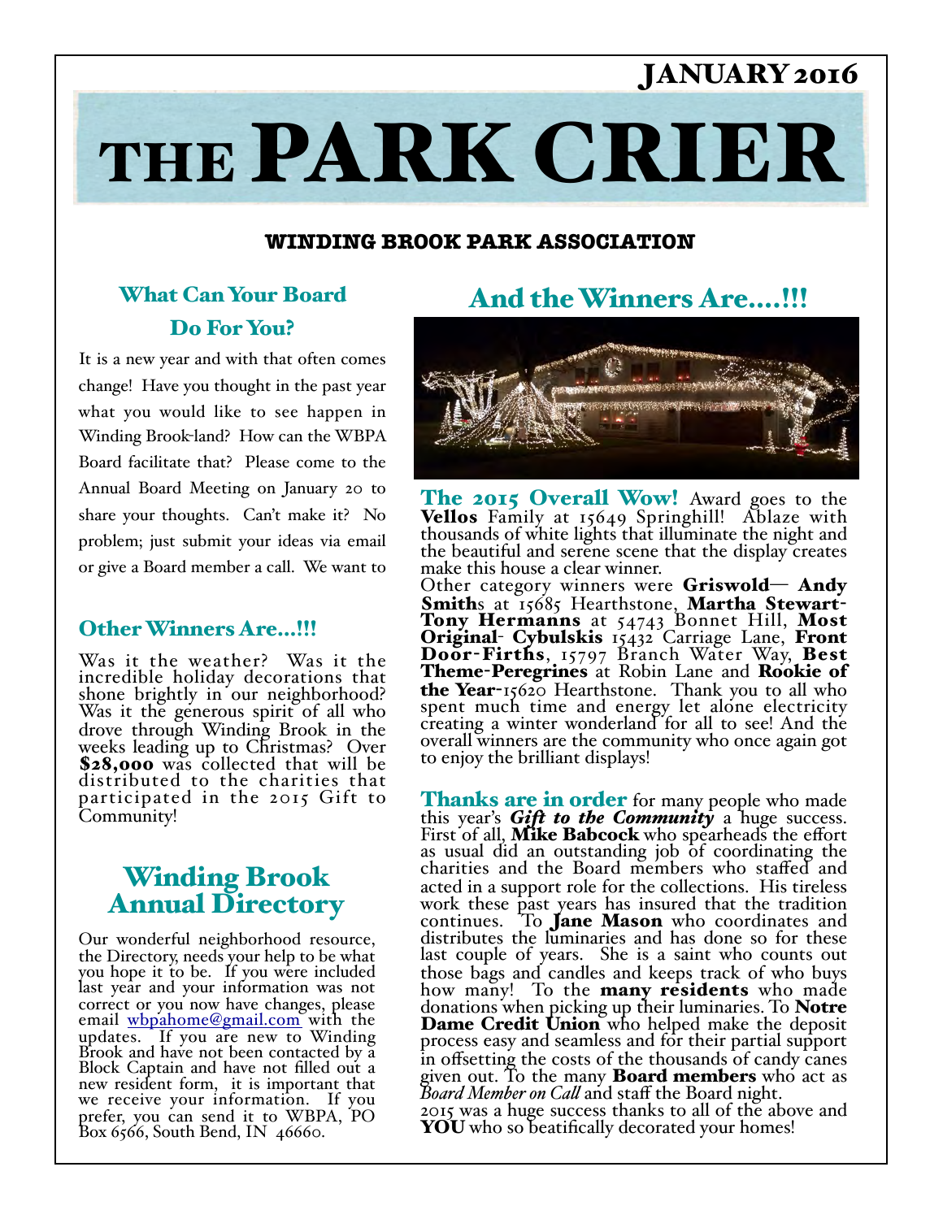JANUARY 2016

# THE PARK CRIER

**WINDING BROOK PARK ASSOCIATION**

## What Can Your Board Do For You?

It is a new year and with that often comes change! Have you thought in the past year what you would like to see happen in Winding Brook-land? How can the WBPA Board facilitate that? Please come to the Annual Board Meeting on January 20 to share your thoughts. Can't make it? No problem; just submit your ideas via email or give a Board member a call. We want to

## Other Winners Are…!!!

Was it the weather? Was it the incredible holiday decorations that shone brightly in our neighborhood? Was it the generous spirit of all who drove through Winding Brook in the weeks leading up to Christmas? Over **$28,000** was collected that will be distributed to the charities that participated in the 2015 Gift to Community!

## Winding Brook Annual Directory

Our wonderful neighborhood resource, the Directory, needs your help to be what you hope it to be. If you were included last year and your information was not correct or you now have changes, please email wbpahome@gmail.com with the updates. If you are new to Winding Brook and have not been contacted by a Block Captain and have not filled out a new resident form, it is important that we receive your information. If you prefer, you can send it to WBPA, PO Box 6566, South Bend, IN 46660.

## And the Winners Are….!!!

**The 2015 Overall Wow!** Award goes to the **Vellos** Family at 15649 Springhill! Ablaze with thousands of white lights that illuminate the night and the beautiful and serene scene that the display creates make this house a clear winner.

Other category winners were **Griswold— Andy Smith**s at 15685 Hearthstone, **Martha Stewart-Tony Hermanns** at 54743 Bonnet Hill, **Most Original- Cybulskis** 15432 Carriage Lane, **Front Door-Firths**, 15797 Branch Water Way, **Best Theme-Peregrines** at Robin Lane and **Rookie of the Year**-15620 Hearthstone. Thank you to all who spent much time and energy let alone electricity creating a winter wonderland for all to see! And the overall winners are the community who once again got to enjoy the brilliant displays!

**Thanks are in order** for many people who made this year's ***Gift to the Community*** a huge success. First of all, **Mike Babcock** who spearheads the effort as usual did an outstanding job of coordinating the charities and the Board members who staffed and acted in a support role for the collections. His tireless work these past years has insured that the tradition continues. To **Jane Mason** who coordinates and distributes the luminaries and has done so for these last couple of years. She is a saint who counts out those bags and candles and keeps track of who buys how many! To the **many residents** who made donations when picking up their luminaries. To **Notre Dame Credit Union** who helped make the deposit process easy and seamless and for their partial support in offsetting the costs of the thousands of candy canes given out. To the many **Board members** who act as *Board Member on Call* and staff the Board night.

2015 was a huge success thanks to all of the above and **YOU** who so beatifically decorated your homes!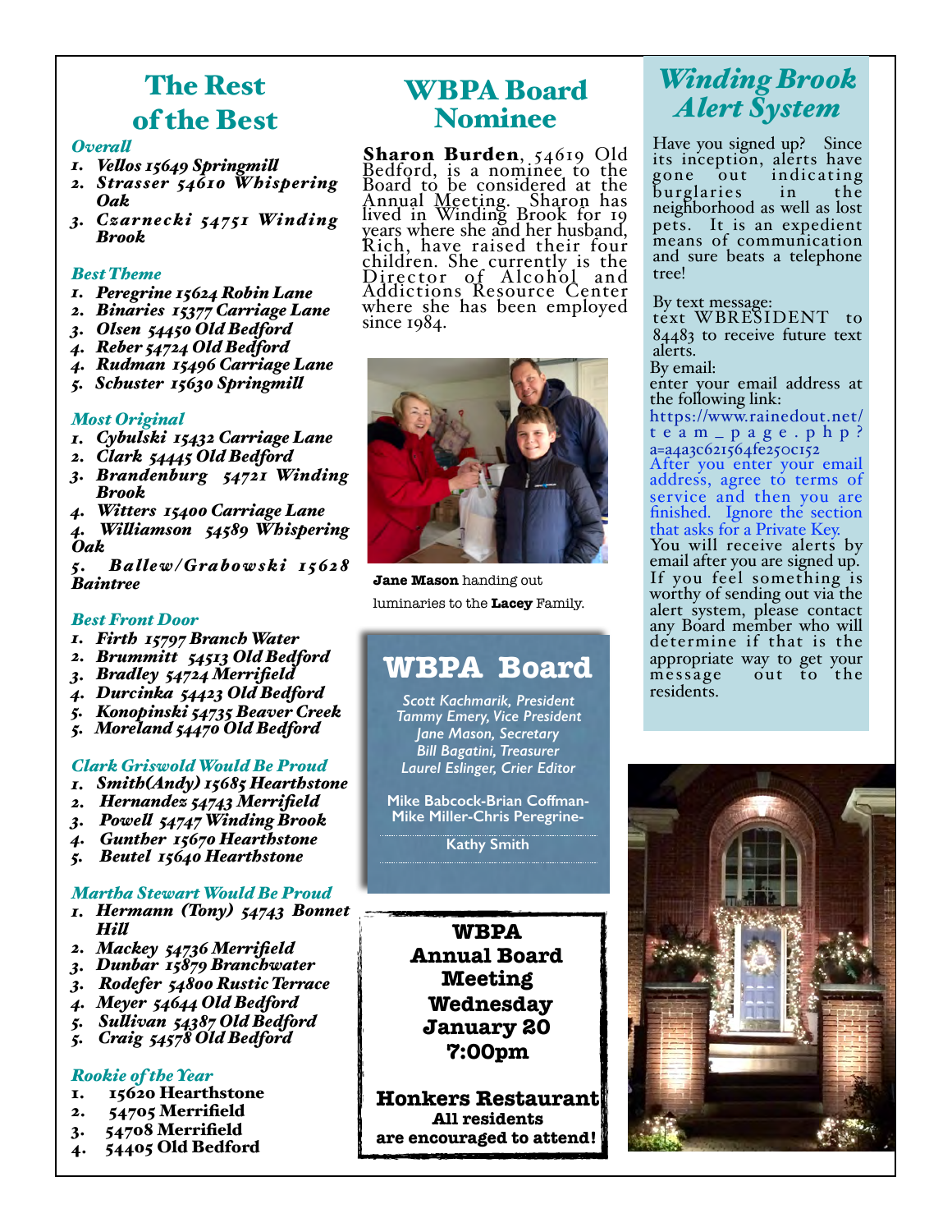# The Rest of the Best

### *Overall*

1. ***Vellos 15649 Springmill***
2. ***Strasser 54610 Whispering Oak***
3. ***Czarnecki 54751 Winding Brook***

### *Best Theme*

1. ***Peregrine 15624 Robin Lane***
2. ***Binaries 15377 Carriage Lane***
3. ***Olsen 54450 Old Bedford***
4. ***Reber 54724 Old Bedford***
4. ***Rudman 15496 Carriage Lane***
5. ***Schuster 15630 Springmill***

### *Most Original*

1. ***Cybulski 15432 Carriage Lane***
2. ***Clark 54445 Old Bedford***
3. ***Brandenburg 54721 Winding Brook***
4. ***Witters 15400 Carriage Lane***
4. ***Williamson 54589 Whispering Oak***
5. ***Ballew/Grabowski 15628 Baintree***

### *Best Front Door*

1. ***Firth 15797 Branch Water***
2. ***Brummitt 54513 Old Bedford***
3. ***Bradley 54724 Merrifield***
4. ***Durcinka 54423 Old Bedford***
5. ***Konopinski 54735 Beaver Creek***
5. ***Moreland 54470 Old Bedford***

### *Clark Griswold Would Be Proud*

1. ***Smith(Andy) 15685 Hearthstone***
2. ***Hernandez 54743 Merrifield***
3. ***Powell 54747 Winding Brook***
4. ***Gunther 15670 Hearthstone***
5. ***Beutel 15640 Hearthstone***

### *Martha Stewart Would Be Proud*

1. ***Hermann (Tony) 54743 Bonnet Hill***
2. ***Mackey 54736 Merrifield***
3. ***Dunbar 15879 Branchwater***
3. ***Rodefer 54800 Rustic Terrace***
4. ***Meyer 54644 Old Bedford***
5. ***Sullivan 54387 Old Bedford***
5. ***Craig 54578 Old Bedford***

### *Rookie of the Year*

1. **15620 Hearthstone**
2. **54705 Merrifield**
3. **54708 Merrifield**
4. **54405 Old Bedford**

# WBPA Board Nominee

**Sharon Burden**, 54619 Old Bedford, is a nominee to the Board to be considered at the Annual Meeting. Sharon has lived in Winding Brook for 19 years where she and her husband, Rich, have raised their four children. She currently is the Director of Alcohol and Addictions Resource Center where she has been employed since 1984.

**Jane Mason** handing out luminaries to the **Lacey** Family.

# WBPA Board

*Scott Kachmarik, President*
*Tammy Emery, Vice President*
*Jane Mason, Secretary*
*Bill Bagatini, Treasurer*
*Laurel Eslinger, Crier Editor*

Mike Babcock-Brian Coffman-
Mike Miller-Chris Peregrine-

Kathy Smith

**WBPA Annual Board Meeting**
**Wednesday January 20**
**7:00pm**

**Honkers Restaurant**
**All residents are encouraged to attend!**

# *Winding Brook Alert System*

Have you signed up? Since its inception, alerts have gone out indicating burglaries in the neighborhood as well as lost pets. It is an expedient means of communication and sure beats a telephone tree!

By text message:
text WBRESIDENT to 84483 to receive future text alerts.
By email:
enter your email address at the following link:
https://www.rainedout.net/team_page.php?a=a4a3c621564fe250c152
After you enter your email address, agree to terms of service and then you are finished. Ignore the section that asks for a Private Key.
You will receive alerts by email after you are signed up.
If you feel something is worthy of sending out via the alert system, please contact any Board member who will determine if that is the appropriate way to get your message out to the residents.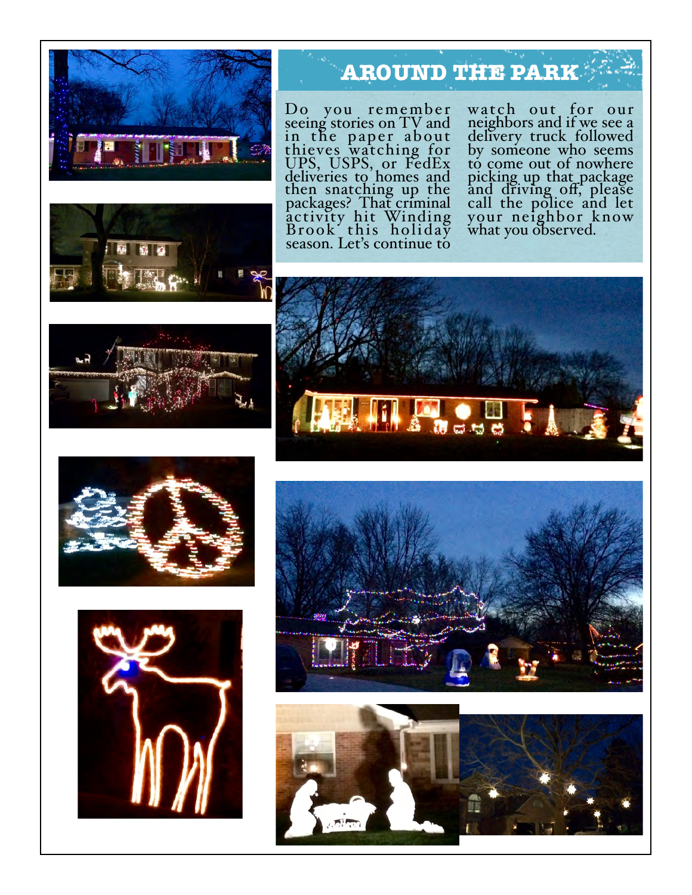## AROUND THE PARK

Do you remember seeing stories on TV and in the paper about thieves watching for UPS, USPS, or FedEx deliveries to homes and then snatching up the packages? That criminal activity hit Winding Brook this holiday season. Let's continue to watch out for our neighbors and if we see a delivery truck followed by someone who seems to come out of nowhere picking up that package and driving off, please call the police and let your neighbor know what you observed.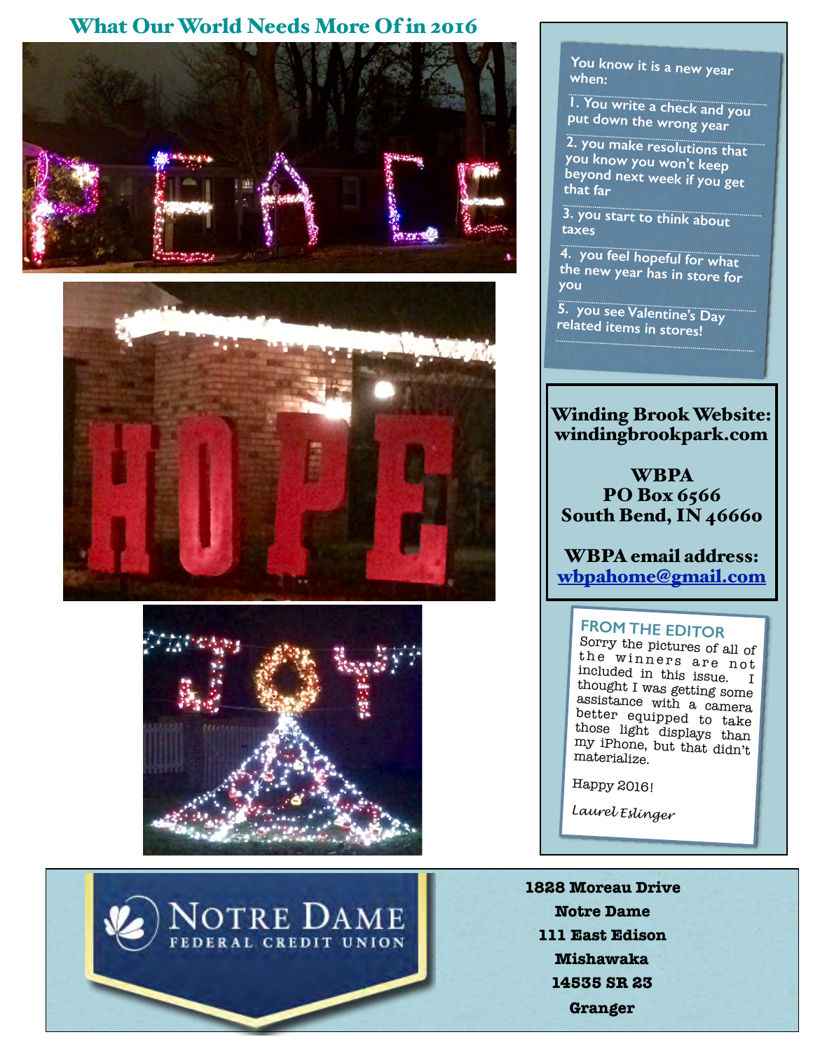## What Our World Needs More Of in 2016

You know it is a new year when:

1. You write a check and you put down the wrong year
2. you make resolutions that you know you won't keep beyond next week if you get that far
3. you start to think about taxes
4. you feel hopeful for what the new year has in store for you
5. you see Valentine's Day related items in stores!

**Winding Brook Website:**
**windingbrookpark.com**

**WBPA**
**PO Box 6566**
**South Bend, IN 46660**

**WBPA email address:**
**wbpahome@gmail.com**

### FROM THE EDITOR

Sorry the pictures of all of the winners are not included in this issue. I thought I was getting some assistance with a camera better equipped to take those light displays than my iPhone, but that didn't materialize.

Happy 2016!

*Laurel Eslinger*

NOTRE DAME FEDERAL CREDIT UNION

**1828 Moreau Drive**
**Notre Dame**
**111 East Edison**
**Mishawaka**
**14535 SR 23**
**Granger**